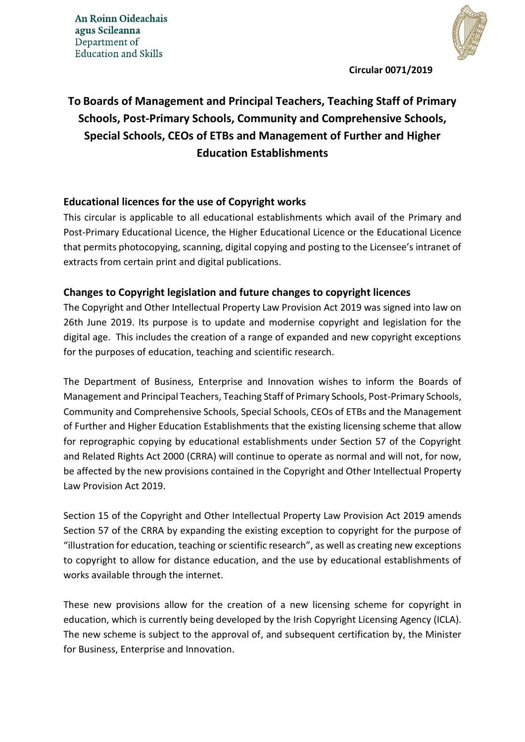An Roinn Oideachais agus Scileanna
Department of Education and Skills

**Circular 0071/2019**

# To Boards of Management and Principal Teachers, Teaching Staff of Primary Schools, Post-Primary Schools, Community and Comprehensive Schools, Special Schools, CEOs of ETBs and Management of Further and Higher Education Establishments

## Educational licences for the use of Copyright works

This circular is applicable to all educational establishments which avail of the Primary and Post-Primary Educational Licence, the Higher Educational Licence or the Educational Licence that permits photocopying, scanning, digital copying and posting to the Licensee's intranet of extracts from certain print and digital publications.

## Changes to Copyright legislation and future changes to copyright licences

The Copyright and Other Intellectual Property Law Provision Act 2019 was signed into law on 26th June 2019. Its purpose is to update and modernise copyright and legislation for the digital age. This includes the creation of a range of expanded and new copyright exceptions for the purposes of education, teaching and scientific research.

The Department of Business, Enterprise and Innovation wishes to inform the Boards of Management and Principal Teachers, Teaching Staff of Primary Schools, Post-Primary Schools, Community and Comprehensive Schools, Special Schools, CEOs of ETBs and the Management of Further and Higher Education Establishments that the existing licensing scheme that allow for reprographic copying by educational establishments under Section 57 of the Copyright and Related Rights Act 2000 (CRRA) will continue to operate as normal and will not, for now, be affected by the new provisions contained in the Copyright and Other Intellectual Property Law Provision Act 2019.

Section 15 of the Copyright and Other Intellectual Property Law Provision Act 2019 amends Section 57 of the CRRA by expanding the existing exception to copyright for the purpose of "illustration for education, teaching or scientific research", as well as creating new exceptions to copyright to allow for distance education, and the use by educational establishments of works available through the internet.

These new provisions allow for the creation of a new licensing scheme for copyright in education, which is currently being developed by the Irish Copyright Licensing Agency (ICLA). The new scheme is subject to the approval of, and subsequent certification by, the Minister for Business, Enterprise and Innovation.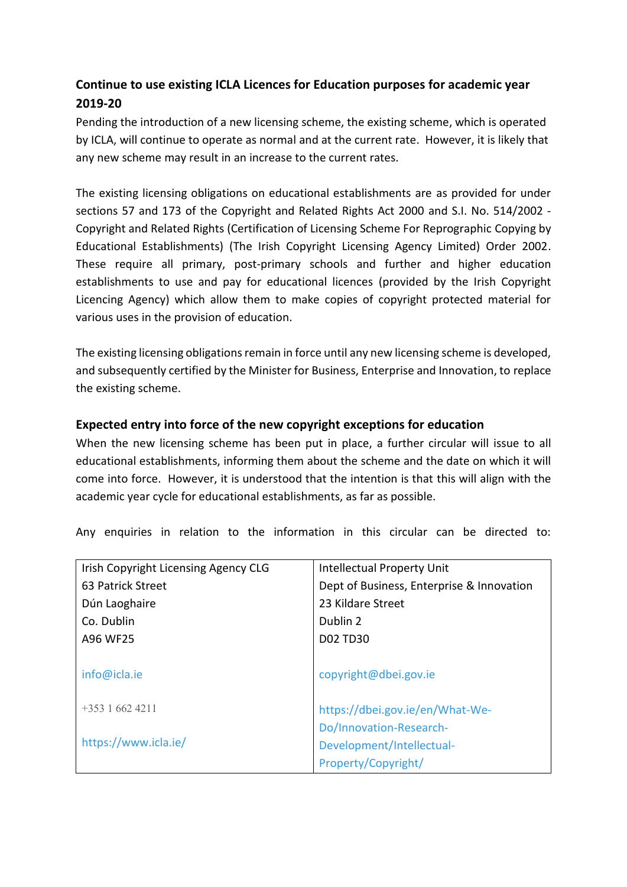**Continue to use existing ICLA Licences for Education purposes for academic year 2019-20**

Pending the introduction of a new licensing scheme, the existing scheme, which is operated by ICLA, will continue to operate as normal and at the current rate. However, it is likely that any new scheme may result in an increase to the current rates.

The existing licensing obligations on educational establishments are as provided for under sections 57 and 173 of the Copyright and Related Rights Act 2000 and S.I. No. 514/2002 - Copyright and Related Rights (Certification of Licensing Scheme For Reprographic Copying by Educational Establishments) (The Irish Copyright Licensing Agency Limited) Order 2002. These require all primary, post-primary schools and further and higher education establishments to use and pay for educational licences (provided by the Irish Copyright Licencing Agency) which allow them to make copies of copyright protected material for various uses in the provision of education.

The existing licensing obligations remain in force until any new licensing scheme is developed, and subsequently certified by the Minister for Business, Enterprise and Innovation, to replace the existing scheme.

**Expected entry into force of the new copyright exceptions for education**

When the new licensing scheme has been put in place, a further circular will issue to all educational establishments, informing them about the scheme and the date on which it will come into force. However, it is understood that the intention is that this will align with the academic year cycle for educational establishments, as far as possible.

Any enquiries in relation to the information in this circular can be directed to:

| | |
|---|---|
| Irish Copyright Licensing Agency CLG<br>63 Patrick Street<br>Dún Laoghaire<br>Co. Dublin<br>A96 WF25<br><br>info@icla.ie<br><br>+353 1 662 4211<br><br>https://www.icla.ie/ | Intellectual Property Unit<br>Dept of Business, Enterprise & Innovation<br>23 Kildare Street<br>Dublin 2<br>D02 TD30<br><br>copyright@dbei.gov.ie<br><br>https://dbei.gov.ie/en/What-We-Do/Innovation-Research-Development/Intellectual-Property/Copyright/ |